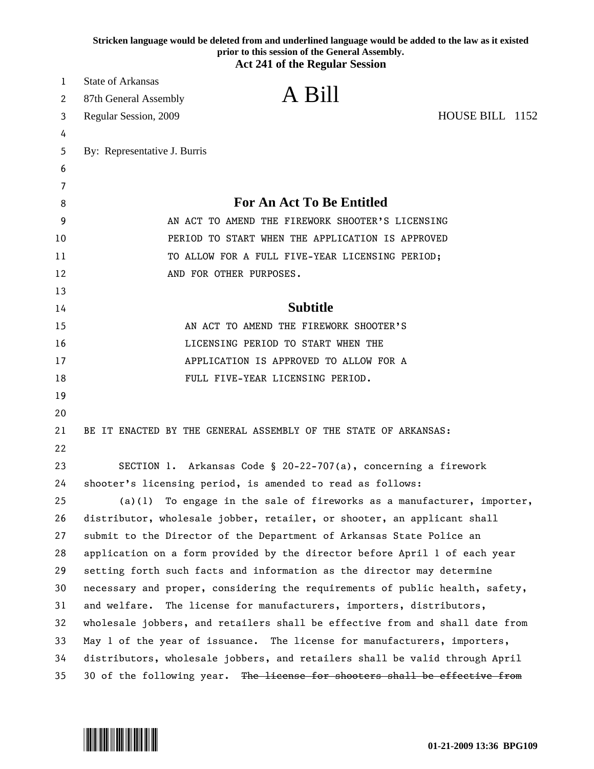**Stricken language would be deleted from and underlined language would be added to the law as it existed prior to this session of the General Assembly.**
**Act 241 of the Regular Session**

State of Arkansas
87th General Assembly
Regular Session, 2009

# A Bill

HOUSE BILL 1152

By: Representative J. Burris

## For An Act To Be Entitled

AN ACT TO AMEND THE FIREWORK SHOOTER'S LICENSING PERIOD TO START WHEN THE APPLICATION IS APPROVED TO ALLOW FOR A FULL FIVE-YEAR LICENSING PERIOD; AND FOR OTHER PURPOSES.

## Subtitle

AN ACT TO AMEND THE FIREWORK SHOOTER'S LICENSING PERIOD TO START WHEN THE APPLICATION IS APPROVED TO ALLOW FOR A FULL FIVE-YEAR LICENSING PERIOD.

BE IT ENACTED BY THE GENERAL ASSEMBLY OF THE STATE OF ARKANSAS:

SECTION 1. Arkansas Code § 20-22-707(a), concerning a firework shooter's licensing period, is amended to read as follows:

(a)(1) To engage in the sale of fireworks as a manufacturer, importer, distributor, wholesale jobber, retailer, or shooter, an applicant shall submit to the Director of the Department of Arkansas State Police an application on a form provided by the director before April 1 of each year setting forth such facts and information as the director may determine necessary and proper, considering the requirements of public health, safety, and welfare. The license for manufacturers, importers, distributors, wholesale jobbers, and retailers shall be effective from and shall date from May 1 of the year of issuance. The license for manufacturers, importers, distributors, wholesale jobbers, and retailers shall be valid through April 30 of the following year. ~~The license for shooters shall be effective from~~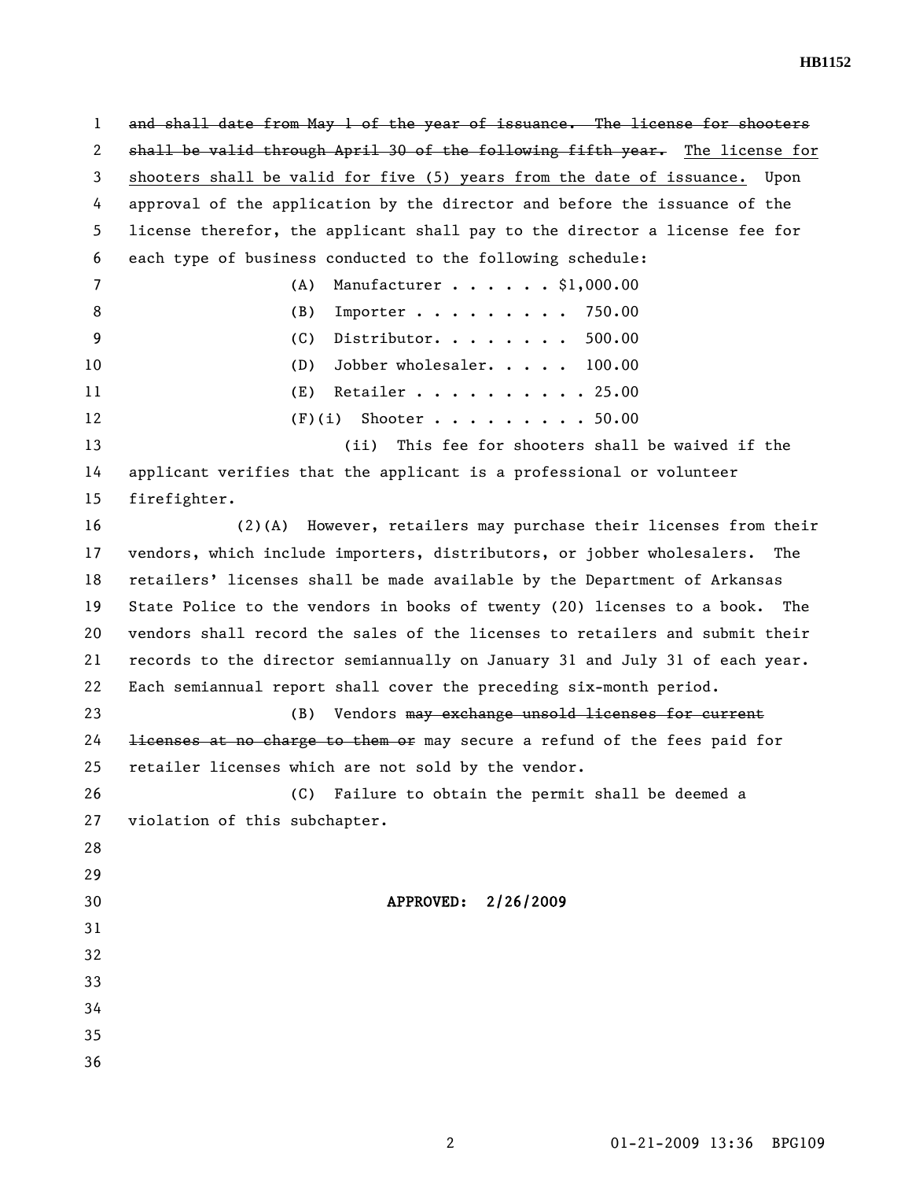~~and shall date from May 1 of the year of issuance. The license for shooters shall be valid through April 30 of the following fifth year.~~ <u>The license for shooters shall be valid for five (5) years from the date of issuance.</u> Upon approval of the application by the director and before the issuance of the license therefor, the applicant shall pay to the director a license fee for each type of business conducted to the following schedule:

(A) Manufacturer . . . . . . $1,000.00

(B) Importer . . . . . . . . . 750.00

(C) Distributor. . . . . . . . 500.00

(D) Jobber wholesaler. . . . . 100.00

(E) Retailer . . . . . . . . . . 25.00

(F)(i) Shooter . . . . . . . . . 50.00

(ii) This fee for shooters shall be waived if the applicant verifies that the applicant is a professional or volunteer firefighter.

(2)(A) However, retailers may purchase their licenses from their vendors, which include importers, distributors, or jobber wholesalers. The retailers' licenses shall be made available by the Department of Arkansas State Police to the vendors in books of twenty (20) licenses to a book. The vendors shall record the sales of the licenses to retailers and submit their records to the director semiannually on January 31 and July 31 of each year. Each semiannual report shall cover the preceding six-month period.

(B) Vendors ~~may exchange unsold licenses for current licenses at no charge to them or~~ may secure a refund of the fees paid for retailer licenses which are not sold by the vendor.

(C) Failure to obtain the permit shall be deemed a violation of this subchapter.

**APPROVED: 2/26/2009**